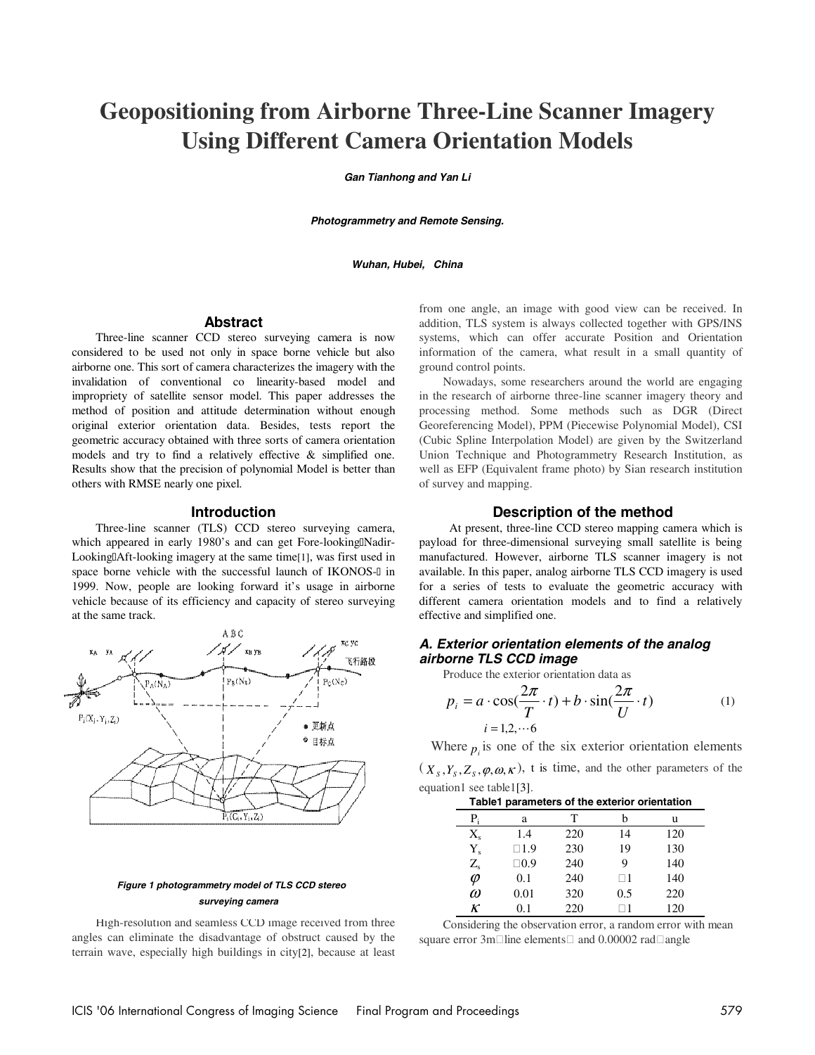# Geopositioning from Airborne Three-Line Scanner Imagery Using Different Camera Orientation Models

***Gan Tianhong and Yan Li***

***Photogrammetry and Remote Sensing.***

***Wuhan, Hubei, China***

## Abstract

Three-line scanner CCD stereo surveying camera is now considered to be used not only in space borne vehicle but also airborne one. This sort of camera characterizes the imagery with the invalidation of conventional co linearity-based model and impropriety of satellite sensor model. This paper addresses the method of position and attitude determination without enough original exterior orientation data. Besides, tests report the geometric accuracy obtained with three sorts of camera orientation models and try to find a relatively effective & simplified one. Results show that the precision of polynomial Model is better than others with RMSE nearly one pixel.

## Introduction

Three-line scanner (TLS) CCD stereo surveying camera, which appeared in early 1980's and can get Fore-looking、Nadir-Looking、Aft-looking imagery at the same time[1], was first used in space borne vehicle with the successful launch of IKONOS-Ⅱ in 1999. Now, people are looking forward it's usage in airborne vehicle because of its efficiency and capacity of stereo surveying at the same track.

***Figure 1 photogrammetry model of TLS CCD stereo surveying camera***

High-resolution and seamless CCD image received from three angles can eliminate the disadvantage of obstruct caused by the terrain wave, especially high buildings in city[2], because at least from one angle, an image with good view can be received. In addition, TLS system is always collected together with GPS/INS systems, which can offer accurate Position and Orientation information of the camera, what result in a small quantity of ground control points.

Nowadays, some researchers around the world are engaging in the research of airborne three-line scanner imagery theory and processing method. Some methods such as DGR (Direct Georeferencing Model), PPM (Piecewise Polynomial Model), CSI (Cubic Spline Interpolation Model) are given by the Switzerland Union Technique and Photogrammetry Research Institution, as well as EFP (Equivalent frame photo) by Sian research institution of survey and mapping.

## Description of the method

At present, three-line CCD stereo mapping camera which is payload for three-dimensional surveying small satellite is being manufactured. However, airborne TLS scanner imagery is not available. In this paper, analog airborne TLS CCD imagery is used for a series of tests to evaluate the geometric accuracy with different camera orientation models and to find a relatively effective and simplified one.

### *A. Exterior orientation elements of the analog airborne TLS CCD image*

Produce the exterior orientation data as

$$p_i = a \cdot \cos(\frac{2\pi}{T} \cdot t) + b \cdot \sin(\frac{2\pi}{U} \cdot t) \qquad (1)$$
$$i = 1,2,\cdots 6$$

Where $p_i$ is one of the six exterior orientation elements ($X_S, Y_S, Z_S, \varphi, \omega, \kappa$), t is time, and the other parameters of the equation1 see table1[3].

**Table1 parameters of the exterior orientation**

| $P_i$ | a | T | b | u |
|---|---|---|---|---|
| $X_s$ | 1.4 | 220 | 14 | 120 |
| $Y_s$ | −1.9 | 230 | 19 | 130 |
| $Z_s$ | −0.9 | 240 | 9 | 140 |
| $\varphi$ | 0.1 | 240 | −1 | 140 |
| $\omega$ | 0.01 | 320 | 0.5 | 220 |
| $\kappa$ | 0.1 | 220 | −1 | 120 |

Considering the observation error, a random error with mean square error 3m（line elements） and 0.00002 rad（angle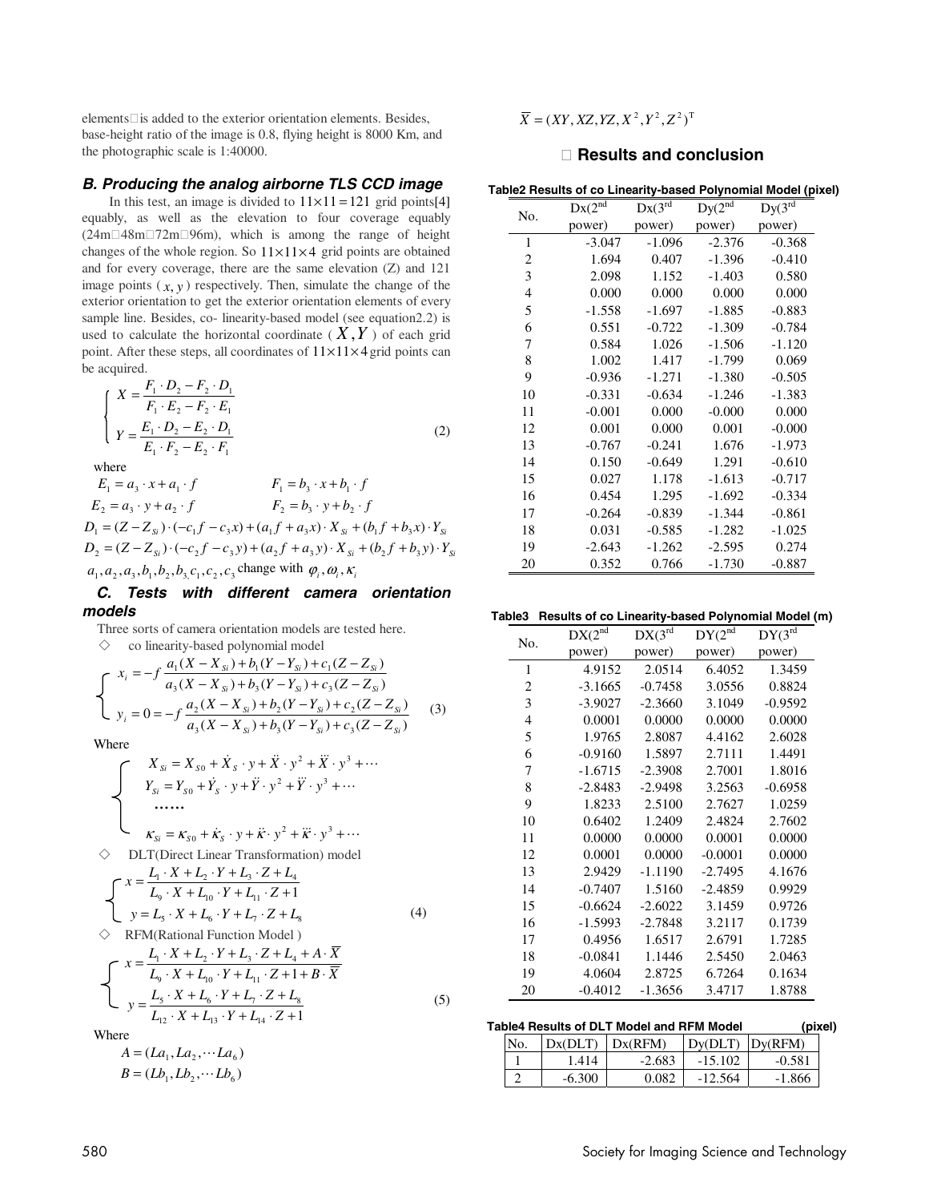elements□is added to the exterior orientation elements. Besides, base-height ratio of the image is 0.8, flying height is 8000 Km, and the photographic scale is 1:40000.

### *B. Producing the analog airborne TLS CCD image*

In this test, an image is divided to $11 \times 11 = 121$ grid points[4] equably, as well as the elevation to four coverage equably (24m□48m□72m□96m), which is among the range of height changes of the whole region. So $11 \times 11 \times 4$ grid points are obtained and for every coverage, there are the same elevation (Z) and 121 image points $(x, y)$ respectively. Then, simulate the change of the exterior orientation to get the exterior orientation elements of every sample line. Besides, co- linearity-based model (see equation2.2) is used to calculate the horizontal coordinate $(X, Y)$ of each grid point. After these steps, all coordinates of $11 \times 11 \times 4$ grid points can be acquired.

$$\begin{cases} X = \dfrac{F_1 \cdot D_2 - F_2 \cdot D_1}{F_1 \cdot E_2 - F_2 \cdot E_1} \\ Y = \dfrac{E_1 \cdot D_2 - E_2 \cdot D_1}{E_1 \cdot F_2 - E_2 \cdot F_1} \end{cases} \tag{2}$$

where

$E_1 = a_3 \cdot x + a_1 \cdot f \qquad F_1 = b_3 \cdot x + b_1 \cdot f$

$E_2 = a_3 \cdot y + a_2 \cdot f \qquad F_2 = b_3 \cdot y + b_2 \cdot f$

$D_1 = (Z - Z_{Si}) \cdot (-c_1 f - c_3 x) + (a_1 f + a_3 x) \cdot X_{Si} + (b_1 f + b_3 x) \cdot Y_{Si}$

$D_2 = (Z - Z_{Si}) \cdot (-c_2 f - c_3 y) + (a_2 f + a_3 y) \cdot X_{Si} + (b_2 f + b_3 y) \cdot Y_{Si}$

$a_1, a_2, a_3, b_1, b_2, b_3, c_1, c_2, c_3$ change with $\varphi_i, \omega_i, \kappa_i$

### *C. Tests with different camera orientation models*

Three sorts of camera orientation models are tested here.

◇ co linearity-based polynomial model

$$\begin{cases} x_i = -f \dfrac{a_1(X - X_{Si}) + b_1(Y - Y_{Si}) + c_1(Z - Z_{Si})}{a_3(X - X_{Si}) + b_3(Y - Y_{Si}) + c_3(Z - Z_{Si})} \\ y_i = 0 = -f \dfrac{a_2(X - X_{Si}) + b_2(Y - Y_{Si}) + c_2(Z - Z_{Si})}{a_3(X - X_{Si}) + b_3(Y - Y_{Si}) + c_3(Z - Z_{Si})} \end{cases} \tag{3}$$

Where

$$\begin{cases} X_{Si} = X_{S0} + \dot{X}_S \cdot y + \ddot{X} \cdot y^2 + \dddot{X} \cdot y^3 + \cdots \\ Y_{Si} = Y_{S0} + \dot{Y}_S \cdot y + \ddot{Y} \cdot y^2 + \dddot{Y} \cdot y^3 + \cdots \\ \cdots\cdots \\ \kappa_{Si} = \kappa_{S0} + \dot{\kappa}_S \cdot y + \ddot{\kappa} \cdot y^2 + \dddot{\kappa} \cdot y^3 + \cdots \end{cases}$$

◇ DLT(Direct Linear Transformation) model

$$\begin{cases} x = \dfrac{L_1 \cdot X + L_2 \cdot Y + L_3 \cdot Z + L_4}{L_9 \cdot X + L_{10} \cdot Y + L_{11} \cdot Z + 1} \\ y = L_5 \cdot X + L_6 \cdot Y + L_7 \cdot Z + L_8 \end{cases} \tag{4}$$

◇ RFM(Rational Function Model )

$$\begin{cases} x = \dfrac{L_1 \cdot X + L_2 \cdot Y + L_3 \cdot Z + L_4 + A \cdot \overline{X}}{L_9 \cdot X + L_{10} \cdot Y + L_{11} \cdot Z + 1 + B \cdot \overline{X}} \\ y = \dfrac{L_5 \cdot X + L_6 \cdot Y + L_7 \cdot Z + L_8}{L_{12} \cdot X + L_{13} \cdot Y + L_{14} \cdot Z + 1} \end{cases} \tag{5}$$

Where

$A = (La_1, La_2, \cdots La_6)$

$B = (Lb_1, Lb_2, \cdots Lb_6)$

$\overline{X} = (XY, XZ, YZ, X^2, Y^2, Z^2)^{\mathrm{T}}$

## □ Results and conclusion

**Table2 Results of co Linearity-based Polynomial Model (pixel)**

| No. | Dx(2nd power) | Dx(3rd power) | Dy(2nd power) | Dy(3rd power) |
|---|---|---|---|---|
| 1 | -3.047 | -1.096 | -2.376 | -0.368 |
| 2 | 1.694 | 0.407 | -1.396 | -0.410 |
| 3 | 2.098 | 1.152 | -1.403 | 0.580 |
| 4 | 0.000 | 0.000 | 0.000 | 0.000 |
| 5 | -1.558 | -1.697 | -1.885 | -0.883 |
| 6 | 0.551 | -0.722 | -1.309 | -0.784 |
| 7 | 0.584 | 1.026 | -1.506 | -1.120 |
| 8 | 1.002 | 1.417 | -1.799 | 0.069 |
| 9 | -0.936 | -1.271 | -1.380 | -0.505 |
| 10 | -0.331 | -0.634 | -1.246 | -1.383 |
| 11 | -0.001 | 0.000 | -0.000 | 0.000 |
| 12 | 0.001 | 0.000 | 0.001 | -0.000 |
| 13 | -0.767 | -0.241 | 1.676 | -1.973 |
| 14 | 0.150 | -0.649 | 1.291 | -0.610 |
| 15 | 0.027 | 1.178 | -1.613 | -0.717 |
| 16 | 0.454 | 1.295 | -1.692 | -0.334 |
| 17 | -0.264 | -0.839 | -1.344 | -0.861 |
| 18 | 0.031 | -0.585 | -1.282 | -1.025 |
| 19 | -2.643 | -1.262 | -2.595 | 0.274 |
| 20 | 0.352 | 0.766 | -1.730 | -0.887 |

**Table3 Results of co Linearity-based Polynomial Model (m)**

| No. | DX(2nd power) | DX(3rd power) | DY(2nd power) | DY(3rd power) |
|---|---|---|---|---|
| 1 | 4.9152 | 2.0514 | 6.4052 | 1.3459 |
| 2 | -3.1665 | -0.7458 | 3.0556 | 0.8824 |
| 3 | -3.9027 | -2.3660 | 3.1049 | -0.9592 |
| 4 | 0.0001 | 0.0000 | 0.0000 | 0.0000 |
| 5 | 1.9765 | 2.8087 | 4.4162 | 2.6028 |
| 6 | -0.9160 | 1.5897 | 2.7111 | 1.4491 |
| 7 | -1.6715 | -2.3908 | 2.7001 | 1.8016 |
| 8 | -2.8483 | -2.9498 | 3.2563 | -0.6958 |
| 9 | 1.8233 | 2.5100 | 2.7627 | 1.0259 |
| 10 | 0.6402 | 1.2409 | 2.4824 | 2.7602 |
| 11 | 0.0000 | 0.0000 | 0.0001 | 0.0000 |
| 12 | 0.0001 | 0.0000 | -0.0001 | 0.0000 |
| 13 | 2.9429 | -1.1190 | -2.7495 | 4.1676 |
| 14 | -0.7407 | 1.5160 | -2.4859 | 0.9929 |
| 15 | -0.6624 | -2.6022 | 3.1459 | 0.9726 |
| 16 | -1.5993 | -2.7848 | 3.2117 | 0.1739 |
| 17 | 0.4956 | 1.6517 | 2.6791 | 1.7285 |
| 18 | -0.0841 | 1.1446 | 2.5450 | 2.0463 |
| 19 | 4.0604 | 2.8725 | 6.7264 | 0.1634 |
| 20 | -0.4012 | -1.3656 | 3.4717 | 1.8788 |

**Table4 Results of DLT Model and RFM Model (pixel)**

| No. | Dx(DLT) | Dx(RFM) | Dy(DLT) | Dy(RFM) |
|---|---|---|---|---|
| 1 | 1.414 | -2.683 | -15.102 | -0.581 |
| 2 | -6.300 | 0.082 | -12.564 | -1.866 |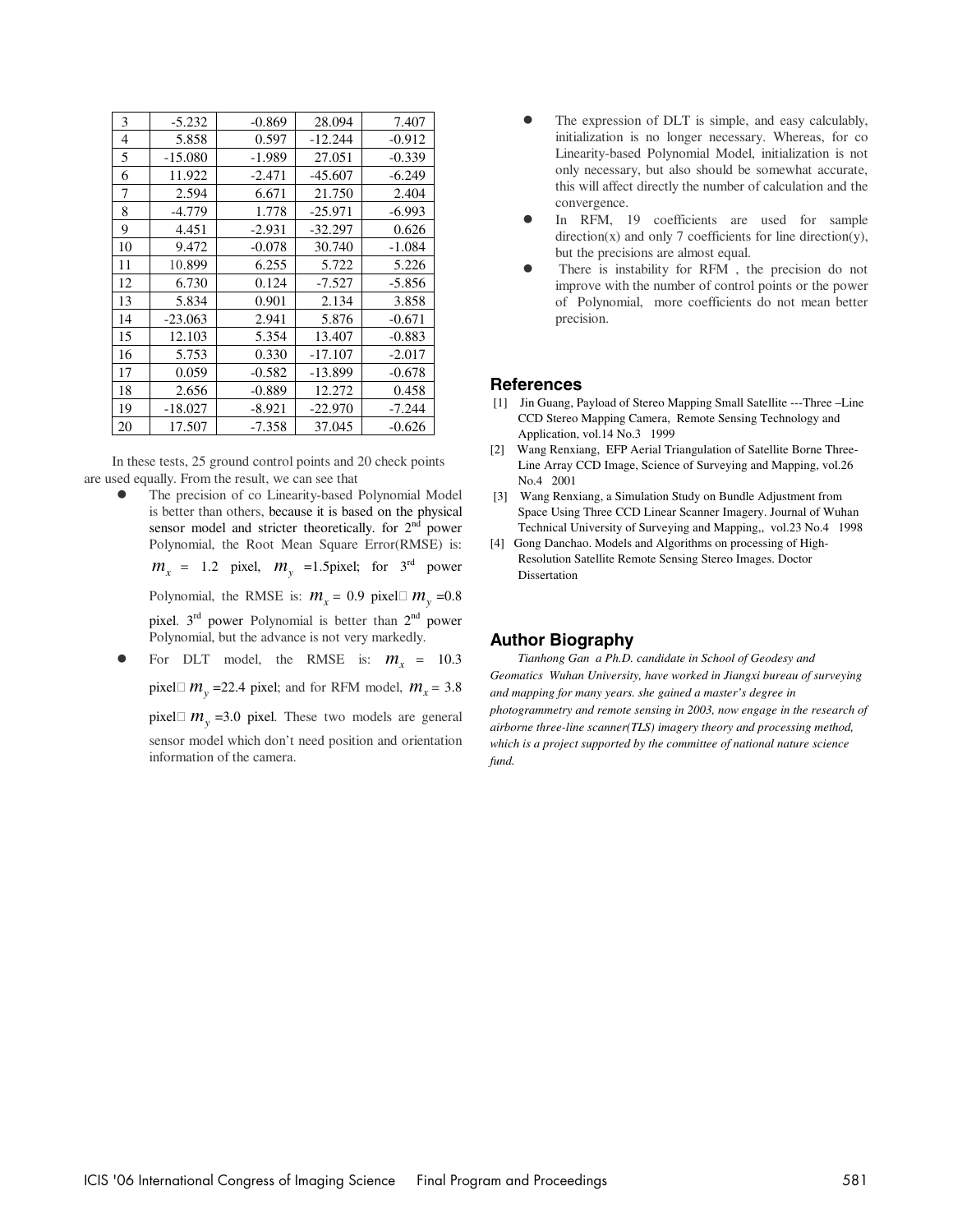| | | | | |
|---|---|---|---|---|
| 3 | -5.232 | -0.869 | 28.094 | 7.407 |
| 4 | 5.858 | 0.597 | -12.244 | -0.912 |
| 5 | -15.080 | -1.989 | 27.051 | -0.339 |
| 6 | 11.922 | -2.471 | -45.607 | -6.249 |
| 7 | 2.594 | 6.671 | 21.750 | 2.404 |
| 8 | -4.779 | 1.778 | -25.971 | -6.993 |
| 9 | 4.451 | -2.931 | -32.297 | 0.626 |
| 10 | 9.472 | -0.078 | 30.740 | -1.084 |
| 11 | 10.899 | 6.255 | 5.722 | 5.226 |
| 12 | 6.730 | 0.124 | -7.527 | -5.856 |
| 13 | 5.834 | 0.901 | 2.134 | 3.858 |
| 14 | -23.063 | 2.941 | 5.876 | -0.671 |
| 15 | 12.103 | 5.354 | 13.407 | -0.883 |
| 16 | 5.753 | 0.330 | -17.107 | -2.017 |
| 17 | 0.059 | -0.582 | -13.899 | -0.678 |
| 18 | 2.656 | -0.889 | 12.272 | 0.458 |
| 19 | -18.027 | -8.921 | -22.970 | -7.244 |
| 20 | 17.507 | -7.358 | 37.045 | -0.626 |

In these tests, 25 ground control points and 20 check points are used equally. From the result, we can see that

- The precision of co Linearity-based Polynomial Model is better than others, because it is based on the physical sensor model and stricter theoretically. for 2nd power Polynomial, the Root Mean Square Error(RMSE) is: $m_x$ = 1.2 pixel, $m_y$ =1.5pixel; for 3rd power Polynomial, the RMSE is: $m_x$ = 0.9 pixel, $m_y$ =0.8 pixel. 3rd power Polynomial is better than 2nd power Polynomial, but the advance is not very markedly.
- For DLT model, the RMSE is: $m_x$ = 10.3 pixel, $m_y$ =22.4 pixel; and for RFM model, $m_x$ = 3.8 pixel, $m_y$ =3.0 pixel. These two models are general sensor model which don't need position and orientation information of the camera.
- The expression of DLT is simple, and easy calculably, initialization is no longer necessary. Whereas, for co Linearity-based Polynomial Model, initialization is not only necessary, but also should be somewhat accurate, this will affect directly the number of calculation and the convergence.
- In RFM, 19 coefficients are used for sample direction(x) and only 7 coefficients for line direction(y), but the precisions are almost equal.
- There is instability for RFM , the precision do not improve with the number of control points or the power of Polynomial, more coefficients do not mean better precision.

## References

[1] Jin Guang, Payload of Stereo Mapping Small Satellite ---Three –Line CCD Stereo Mapping Camera, Remote Sensing Technology and Application, vol.14 No.3 1999

[2] Wang Renxiang, EFP Aerial Triangulation of Satellite Borne Three-Line Array CCD Image, Science of Surveying and Mapping, vol.26 No.4 2001

[3] Wang Renxiang, a Simulation Study on Bundle Adjustment from Space Using Three CCD Linear Scanner Imagery. Journal of Wuhan Technical University of Surveying and Mapping,, vol.23 No.4 1998

[4] Gong Danchao. Models and Algorithms on processing of High-Resolution Satellite Remote Sensing Stereo Images. Doctor Dissertation

## Author Biography

*Tianhong Gan a Ph.D. candidate in School of Geodesy and Geomatics Wuhan University, have worked in Jiangxi bureau of surveying and mapping for many years. she gained a master's degree in photogrammetry and remote sensing in 2003, now engage in the research of airborne three-line scanner(TLS) imagery theory and processing method, which is a project supported by the committee of national nature science fund.*